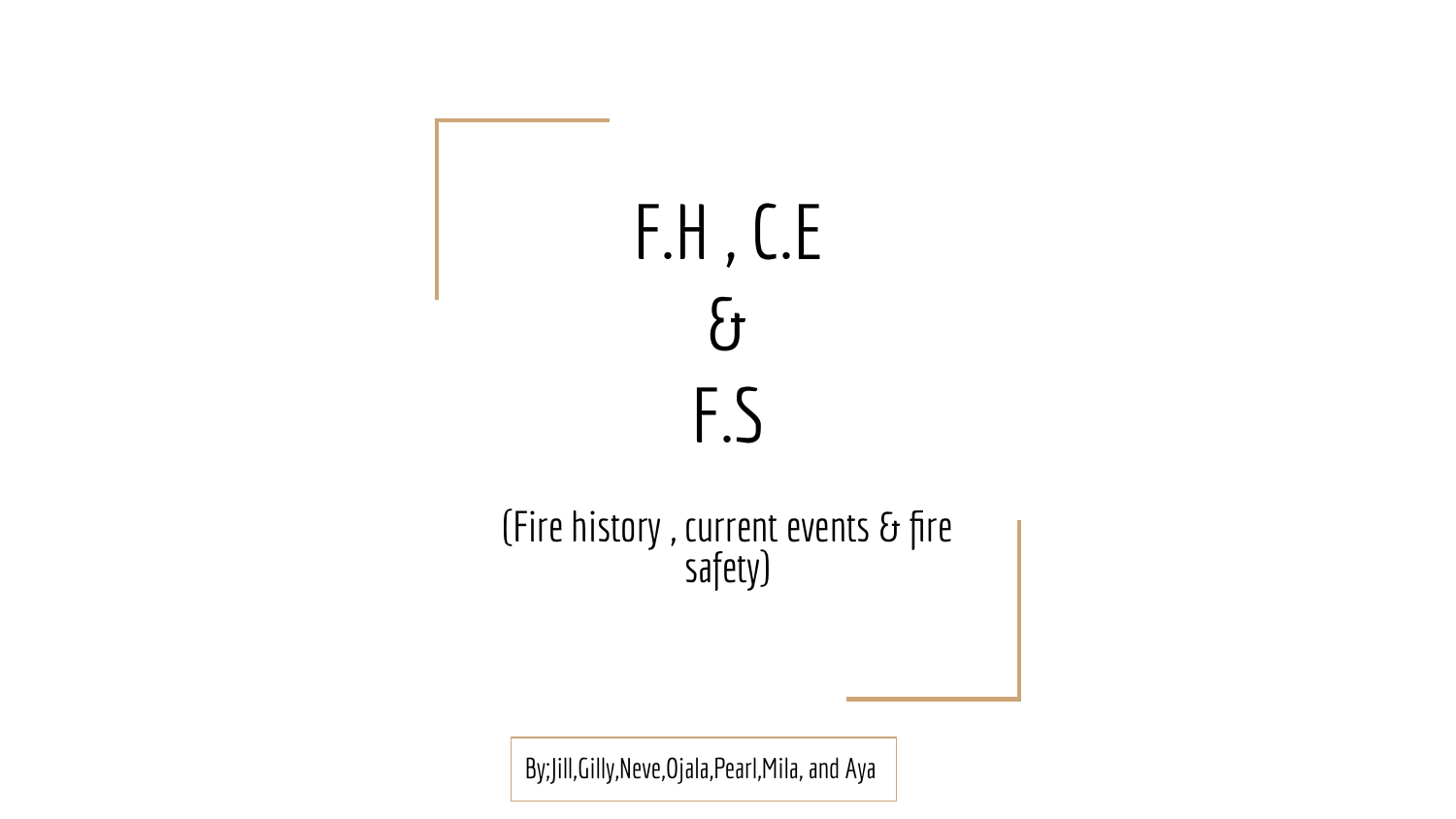# F.H , C.E
# &
# F.S

(Fire history , current events & fire safety)

By;Jill,Gilly,Neve,Ojala,Pearl,Mila, and Aya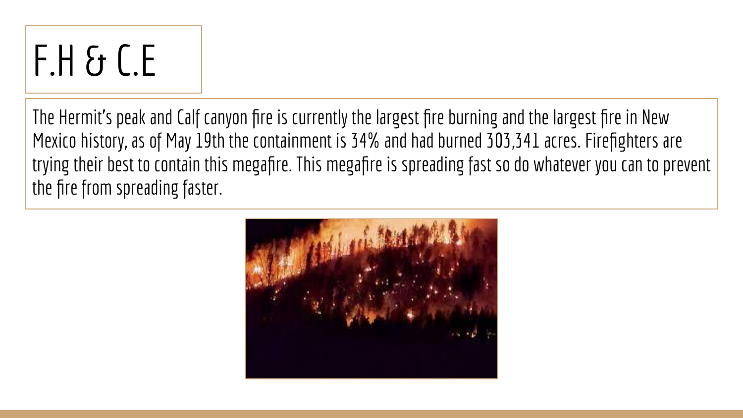# F.H & C.E

The Hermit's peak and Calf canyon fire is currently the largest fire burning and the largest fire in New Mexico history, as of May 19th the containment is 34% and had burned 303,341 acres. Firefighters are trying their best to contain this megafire. This megafire is spreading fast so do whatever you can to prevent the fire from spreading faster.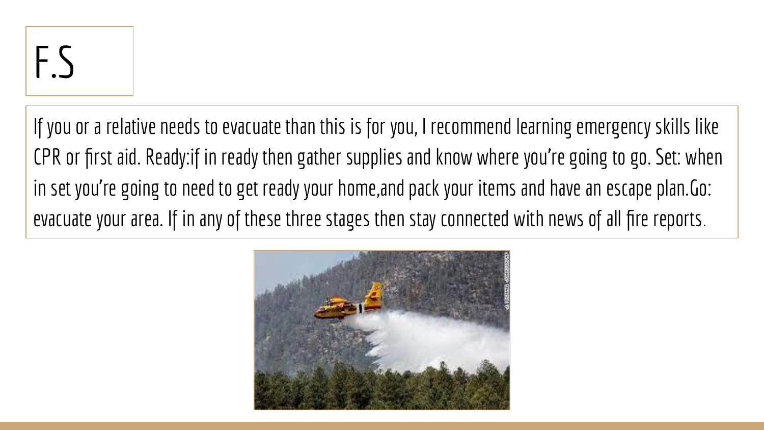# F.S

If you or a relative needs to evacuate than this is for you, I recommend learning emergency skills like CPR or first aid. Ready:if in ready then gather supplies and know where you're going to go. Set: when in set you're going to need to get ready your home,and pack your items and have an escape plan.Go: evacuate your area. If in any of these three stages then stay connected with news of all fire reports.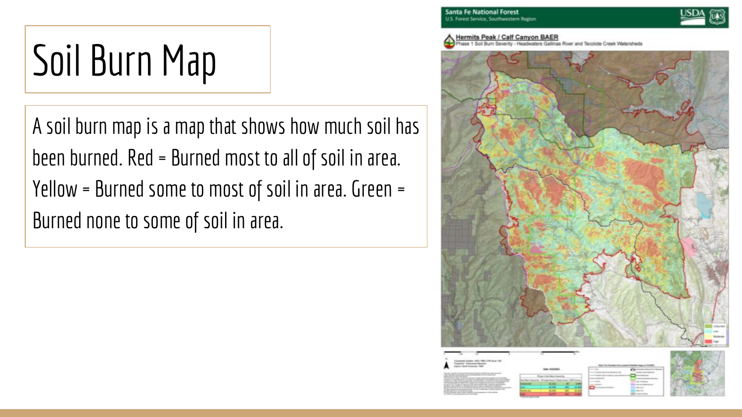# Soil Burn Map

A soil burn map is a map that shows how much soil has been burned. Red = Burned most to all of soil in area. Yellow = Burned some to most of soil in area. Green = Burned none to some of soil in area.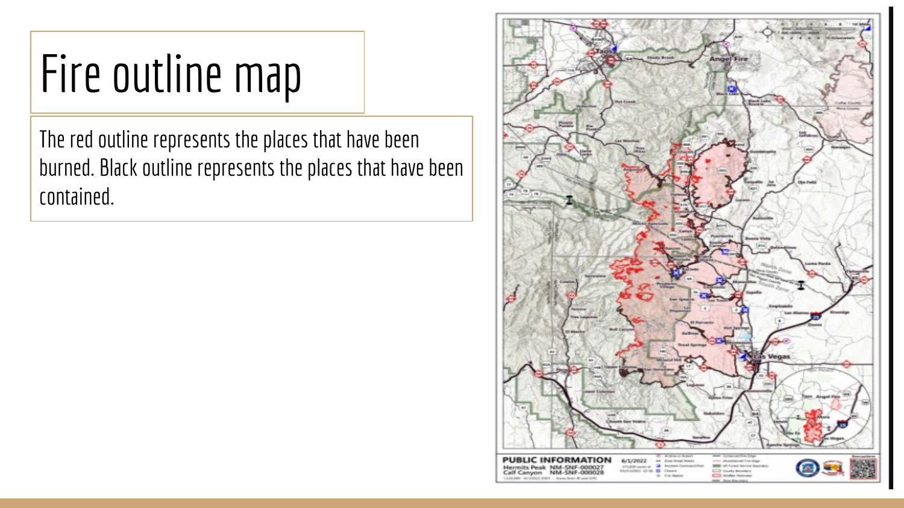# Fire outline map

The red outline represents the places that have been burned. Black outline represents the places that have been contained.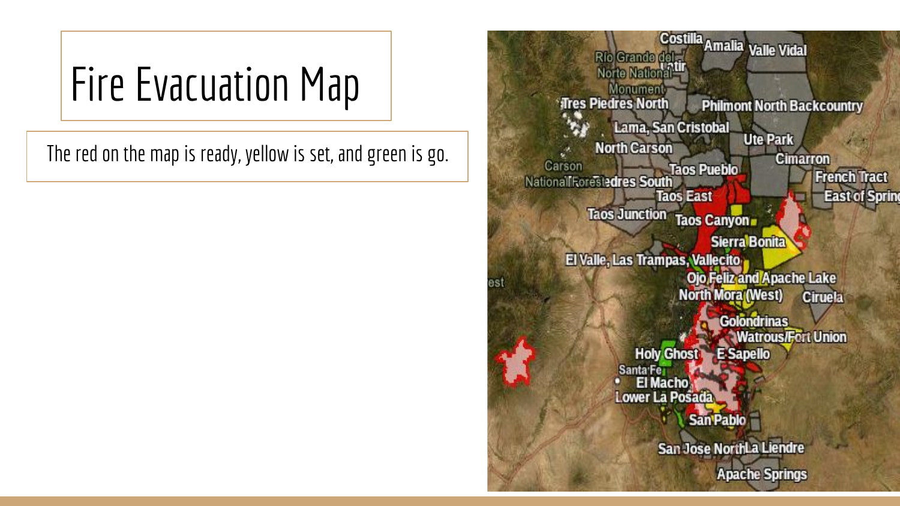# Fire Evacuation Map

The red on the map is ready, yellow is set, and green is go.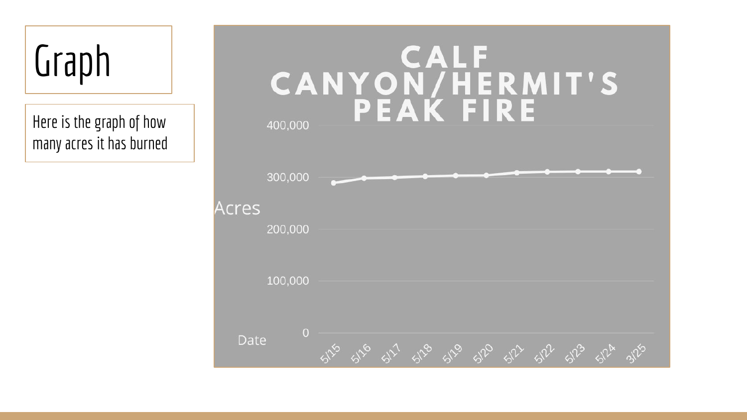# Graph

Here is the graph of how many acres it has burned

**CALF CANYON/HERMIT'S PEAK FIRE**

Acres

400,000

300,000

200,000

100,000

0

Date

5/15 5/16 5/17 5/18 5/19 5/20 5/21 5/22 5/23 5/24 3/25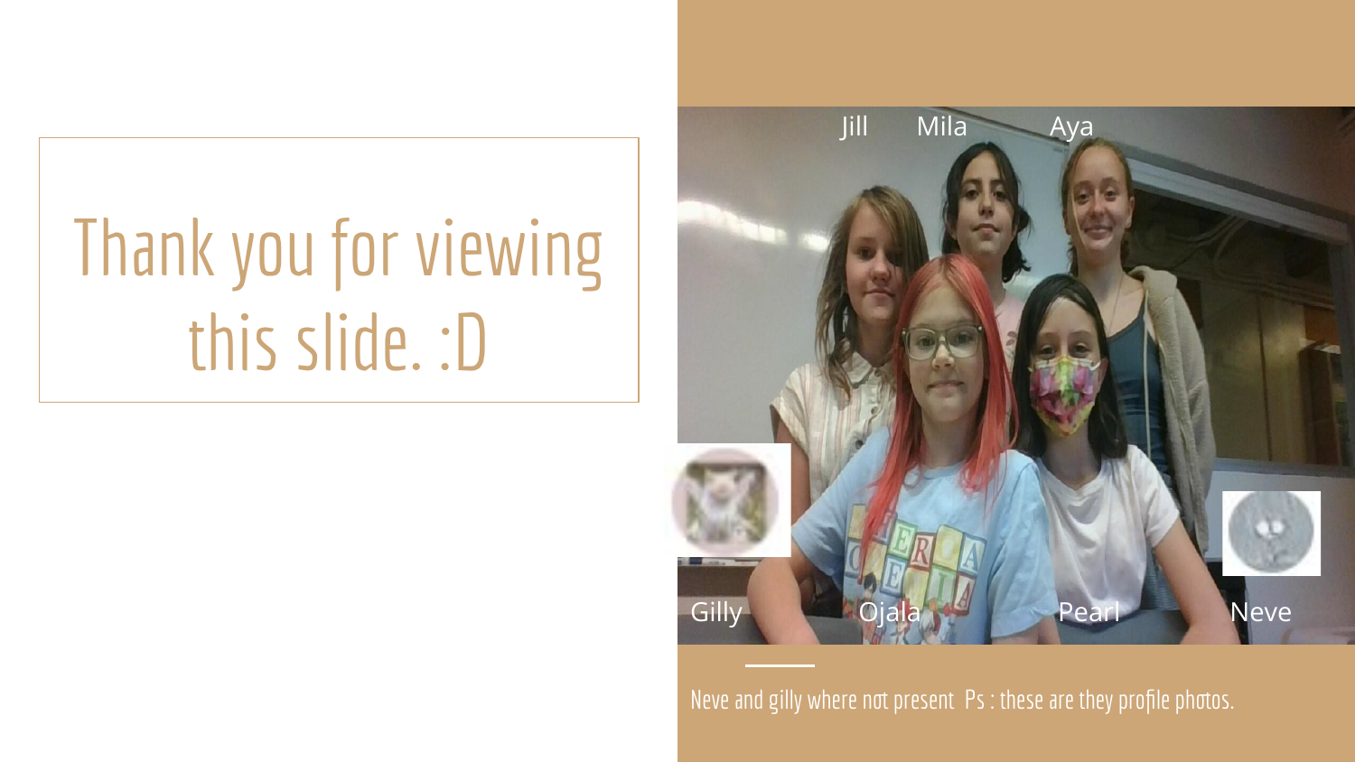# Thank you for viewing this slide. :D

Jill Mila Aya

Gilly Ojala Pearl Neve

Neve and gilly where not present Ps : these are they profile photos.